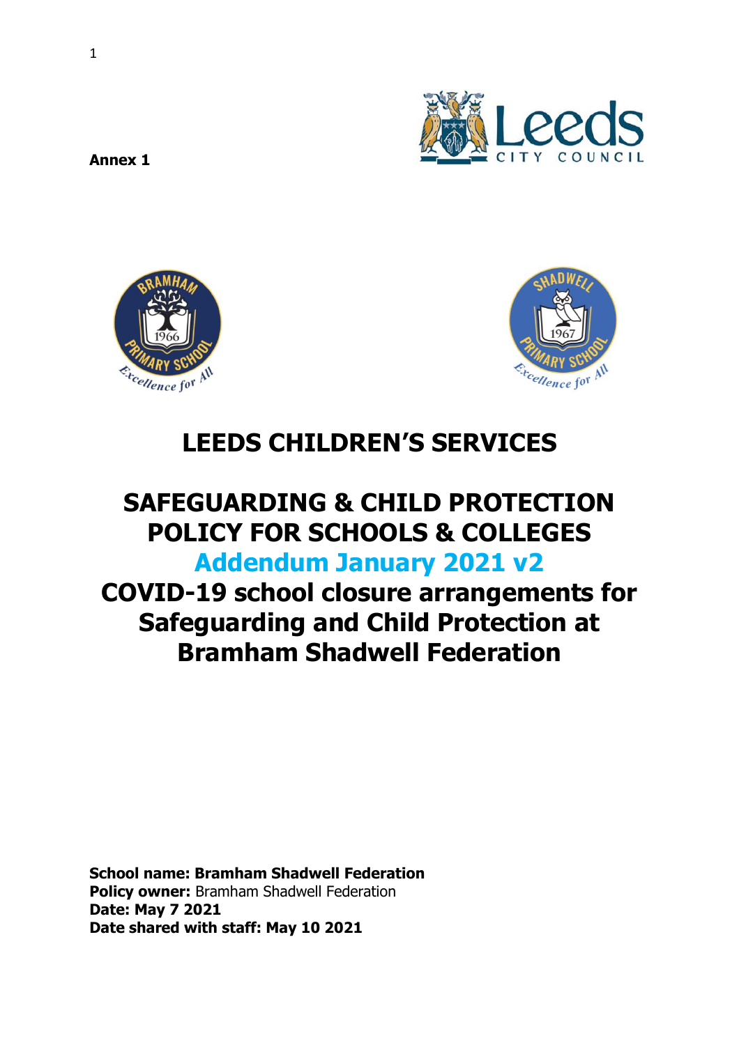**Annex 1**

# LEEDS CHILDREN'S SERVICES

# SAFEGUARDING & CHILD PROTECTION POLICY FOR SCHOOLS & COLLEGES

## Addendum January 2021 v2

## COVID-19 school closure arrangements for Safeguarding and Child Protection at Bramham Shadwell Federation

**School name: Bramham Shadwell Federation**
**Policy owner:** Bramham Shadwell Federation
**Date: May 7 2021**
**Date shared with staff: May 10 2021**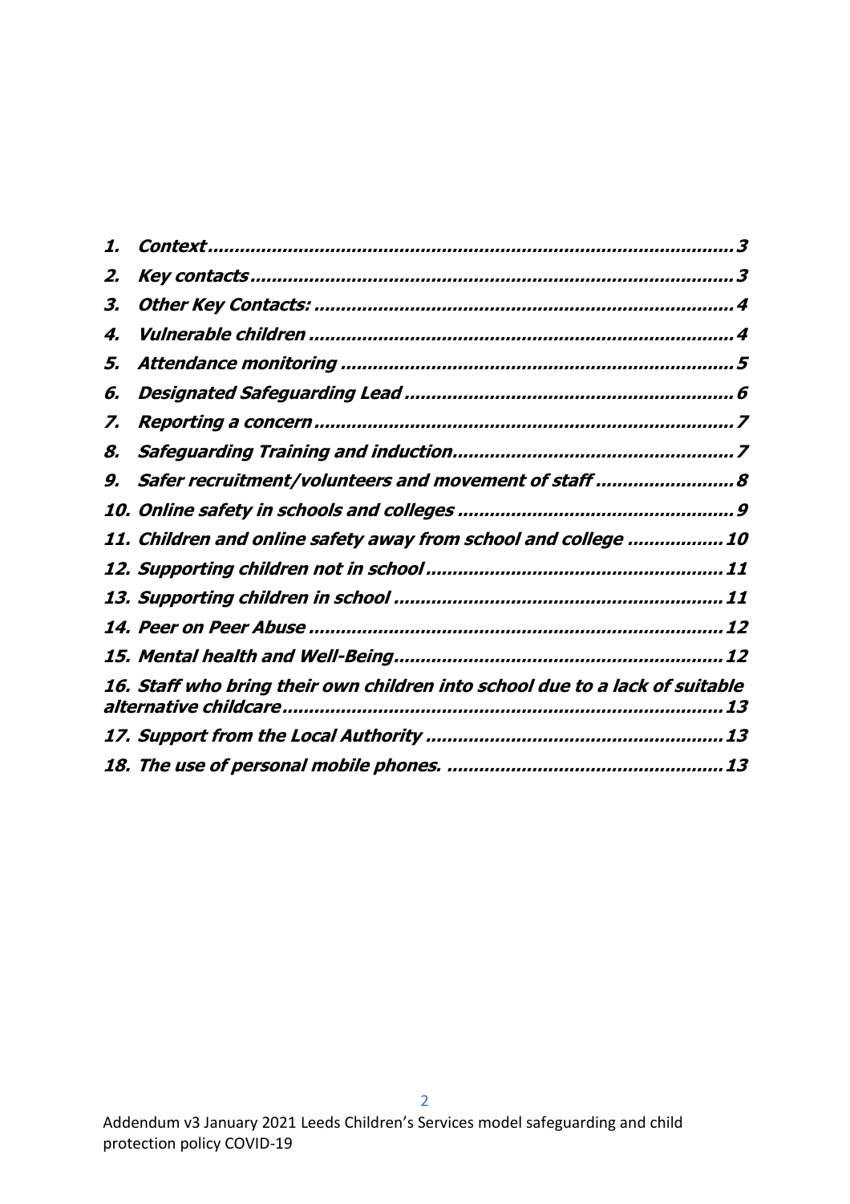1. ***Context*** .......... 3
2. ***Key contacts*** .......... 3
3. ***Other Key Contacts:*** .......... 4
4. ***Vulnerable children*** .......... 4
5. ***Attendance monitoring*** .......... 5
6. ***Designated Safeguarding Lead*** .......... 6
7. ***Reporting a concern*** .......... 7
8. ***Safeguarding Training and induction*** .......... 7
9. ***Safer recruitment/volunteers and movement of staff*** .......... 8
10. ***Online safety in schools and colleges*** .......... 9
11. ***Children and online safety away from school and college*** .......... 10
12. ***Supporting children not in school*** .......... 11
13. ***Supporting children in school*** .......... 11
14. ***Peer on Peer Abuse*** .......... 12
15. ***Mental health and Well-Being*** .......... 12
16. ***Staff who bring their own children into school due to a lack of suitable alternative childcare*** .......... 13
17. ***Support from the Local Authority*** .......... 13
18. ***The use of personal mobile phones.*** .......... 13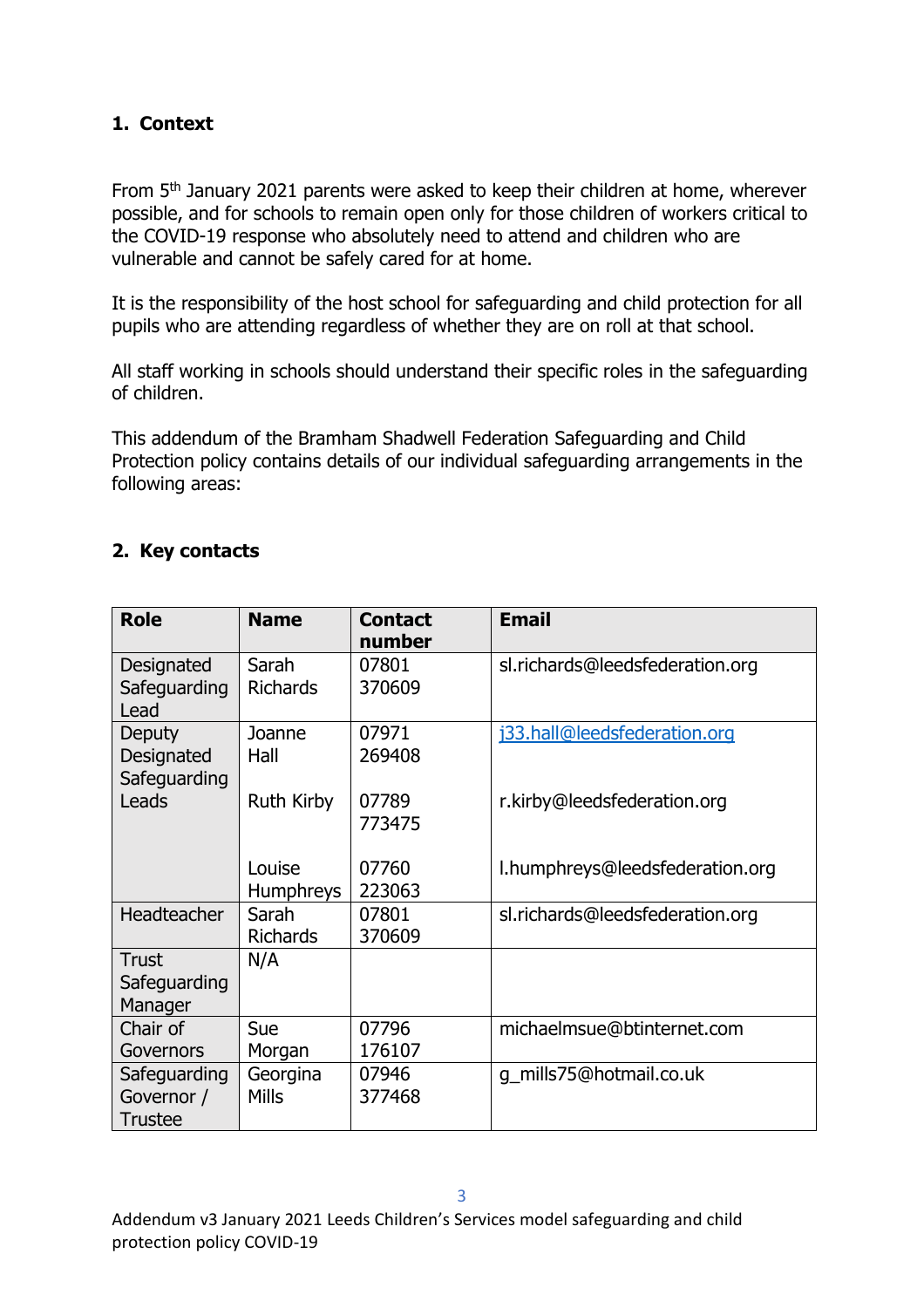## 1. Context

From 5th January 2021 parents were asked to keep their children at home, wherever possible, and for schools to remain open only for those children of workers critical to the COVID-19 response who absolutely need to attend and children who are vulnerable and cannot be safely cared for at home.

It is the responsibility of the host school for safeguarding and child protection for all pupils who are attending regardless of whether they are on roll at that school.

All staff working in schools should understand their specific roles in the safeguarding of children.

This addendum of the Bramham Shadwell Federation Safeguarding and Child Protection policy contains details of our individual safeguarding arrangements in the following areas:

## 2. Key contacts

| Role | Name | Contact number | Email |
|---|---|---|---|
| Designated Safeguarding Lead | Sarah Richards | 07801 370609 | sl.richards@leedsfederation.org |
| Deputy Designated Safeguarding Leads | Joanne Hall | 07971 269408 | j33.hall@leedsfederation.org |
| | Ruth Kirby | 07789 773475 | r.kirby@leedsfederation.org |
| | Louise Humphreys | 07760 223063 | l.humphreys@leedsfederation.org |
| Headteacher | Sarah Richards | 07801 370609 | sl.richards@leedsfederation.org |
| Trust Safeguarding Manager | N/A | | |
| Chair of Governors | Sue Morgan | 07796 176107 | michaelmsue@btinternet.com |
| Safeguarding Governor / Trustee | Georgina Mills | 07946 377468 | g_mills75@hotmail.co.uk |

Addendum v3 January 2021 Leeds Children's Services model safeguarding and child protection policy COVID-19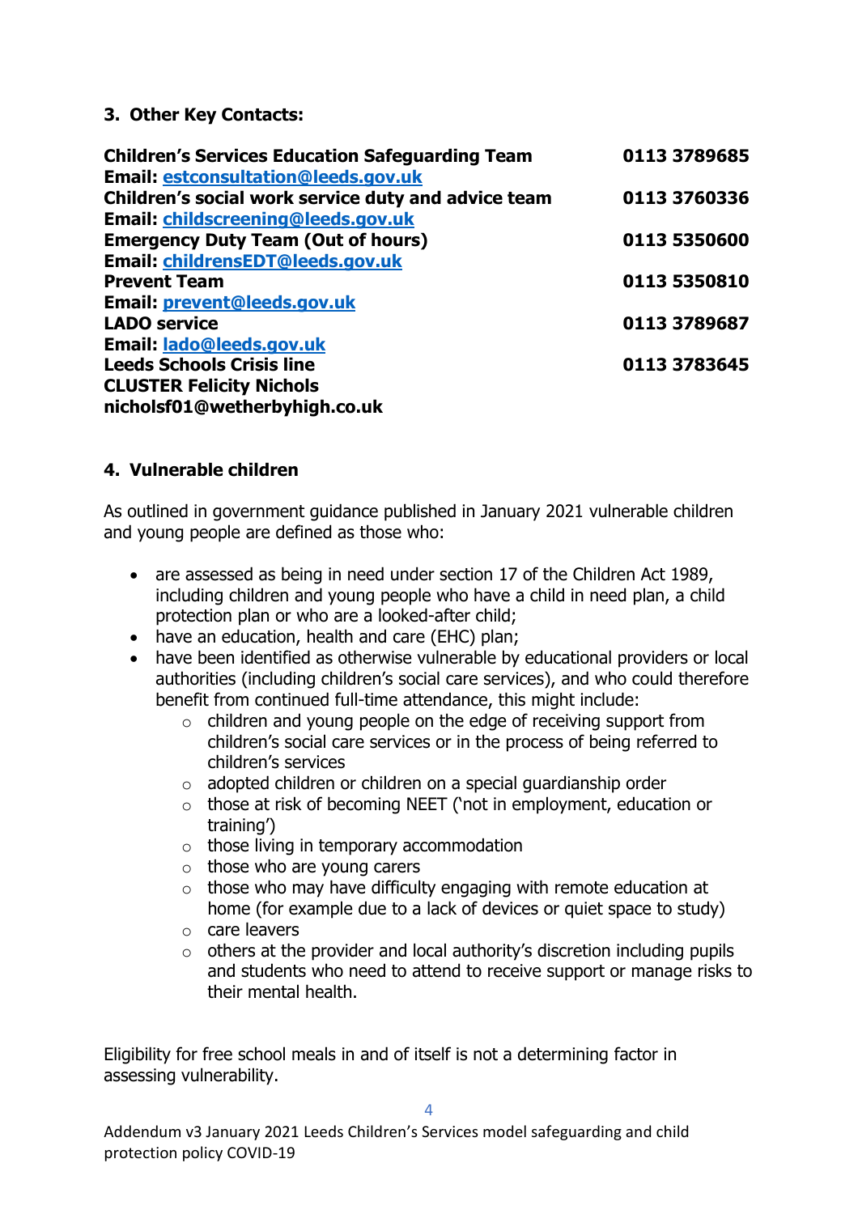### 3. Other Key Contacts:

| | |
|---|---|
| **Children's Services Education Safeguarding Team**<br>**Email: estconsultation@leeds.gov.uk** | **0113 3789685** |
| **Children's social work service duty and advice team**<br>**Email: childscreening@leeds.gov.uk** | **0113 3760336** |
| **Emergency Duty Team (Out of hours)**<br>**Email: childrensEDT@leeds.gov.uk** | **0113 5350600** |
| **Prevent Team**<br>**Email: prevent@leeds.gov.uk** | **0113 5350810** |
| **LADO service**<br>**Email: lado@leeds.gov.uk** | **0113 3789687** |
| **Leeds Schools Crisis line** | **0113 3783645** |
| **CLUSTER Felicity Nichols**<br>**nicholsf01@wetherbyhigh.co.uk** | |

### 4. Vulnerable children

As outlined in government guidance published in January 2021 vulnerable children and young people are defined as those who:

- are assessed as being in need under section 17 of the Children Act 1989, including children and young people who have a child in need plan, a child protection plan or who are a looked-after child;
- have an education, health and care (EHC) plan;
- have been identified as otherwise vulnerable by educational providers or local authorities (including children's social care services), and who could therefore benefit from continued full-time attendance, this might include:
  - children and young people on the edge of receiving support from children's social care services or in the process of being referred to children's services
  - adopted children or children on a special guardianship order
  - those at risk of becoming NEET ('not in employment, education or training')
  - those living in temporary accommodation
  - those who are young carers
  - those who may have difficulty engaging with remote education at home (for example due to a lack of devices or quiet space to study)
  - care leavers
  - others at the provider and local authority's discretion including pupils and students who need to attend to receive support or manage risks to their mental health.

Eligibility for free school meals in and of itself is not a determining factor in assessing vulnerability.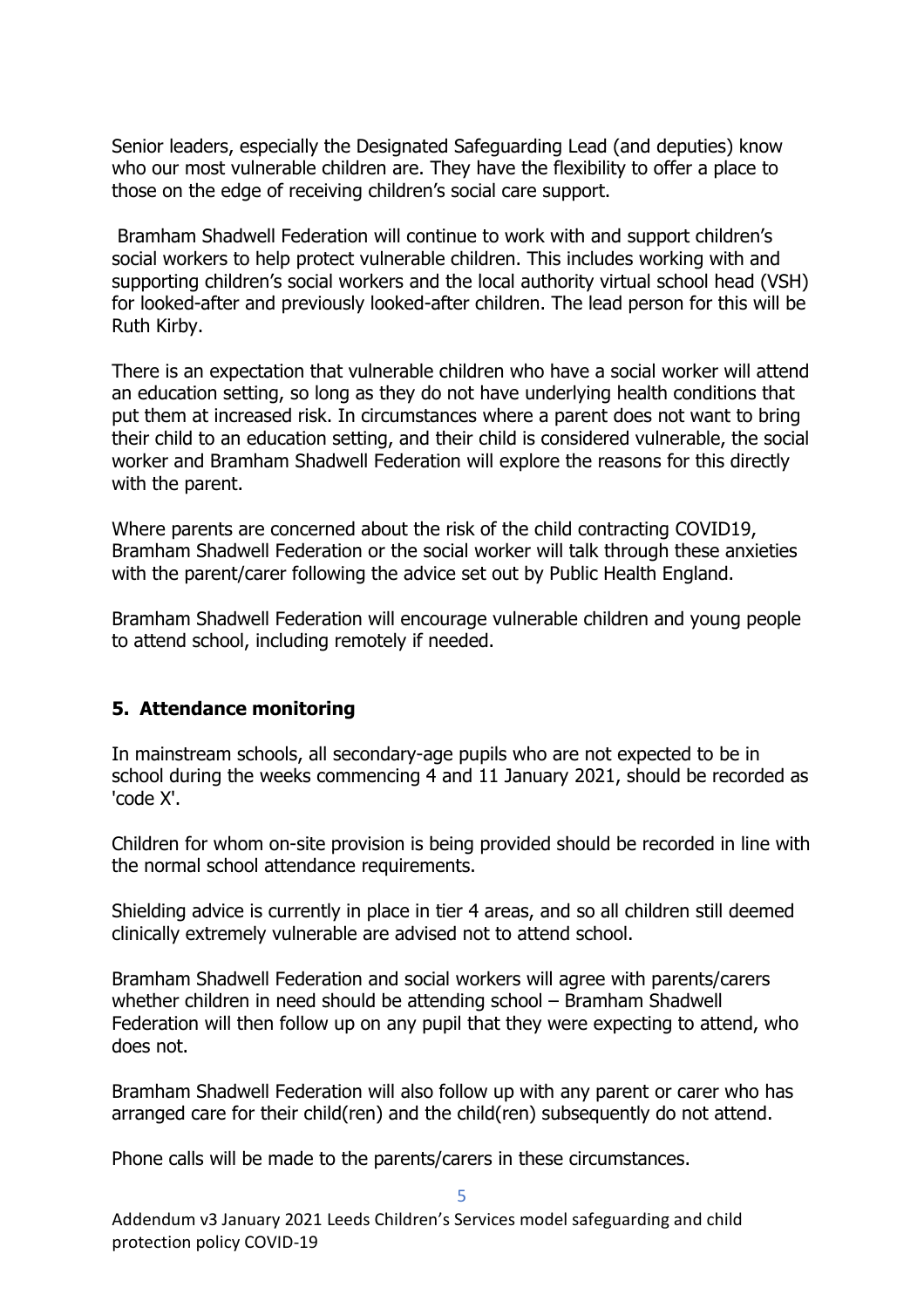Senior leaders, especially the Designated Safeguarding Lead (and deputies) know who our most vulnerable children are. They have the flexibility to offer a place to those on the edge of receiving children's social care support.

Bramham Shadwell Federation will continue to work with and support children's social workers to help protect vulnerable children. This includes working with and supporting children's social workers and the local authority virtual school head (VSH) for looked-after and previously looked-after children. The lead person for this will be Ruth Kirby.

There is an expectation that vulnerable children who have a social worker will attend an education setting, so long as they do not have underlying health conditions that put them at increased risk. In circumstances where a parent does not want to bring their child to an education setting, and their child is considered vulnerable, the social worker and Bramham Shadwell Federation will explore the reasons for this directly with the parent.

Where parents are concerned about the risk of the child contracting COVID19, Bramham Shadwell Federation or the social worker will talk through these anxieties with the parent/carer following the advice set out by Public Health England.

Bramham Shadwell Federation will encourage vulnerable children and young people to attend school, including remotely if needed.

## 5. Attendance monitoring

In mainstream schools, all secondary-age pupils who are not expected to be in school during the weeks commencing 4 and 11 January 2021, should be recorded as 'code X'.

Children for whom on-site provision is being provided should be recorded in line with the normal school attendance requirements.

Shielding advice is currently in place in tier 4 areas, and so all children still deemed clinically extremely vulnerable are advised not to attend school.

Bramham Shadwell Federation and social workers will agree with parents/carers whether children in need should be attending school – Bramham Shadwell Federation will then follow up on any pupil that they were expecting to attend, who does not.

Bramham Shadwell Federation will also follow up with any parent or carer who has arranged care for their child(ren) and the child(ren) subsequently do not attend.

Phone calls will be made to the parents/carers in these circumstances.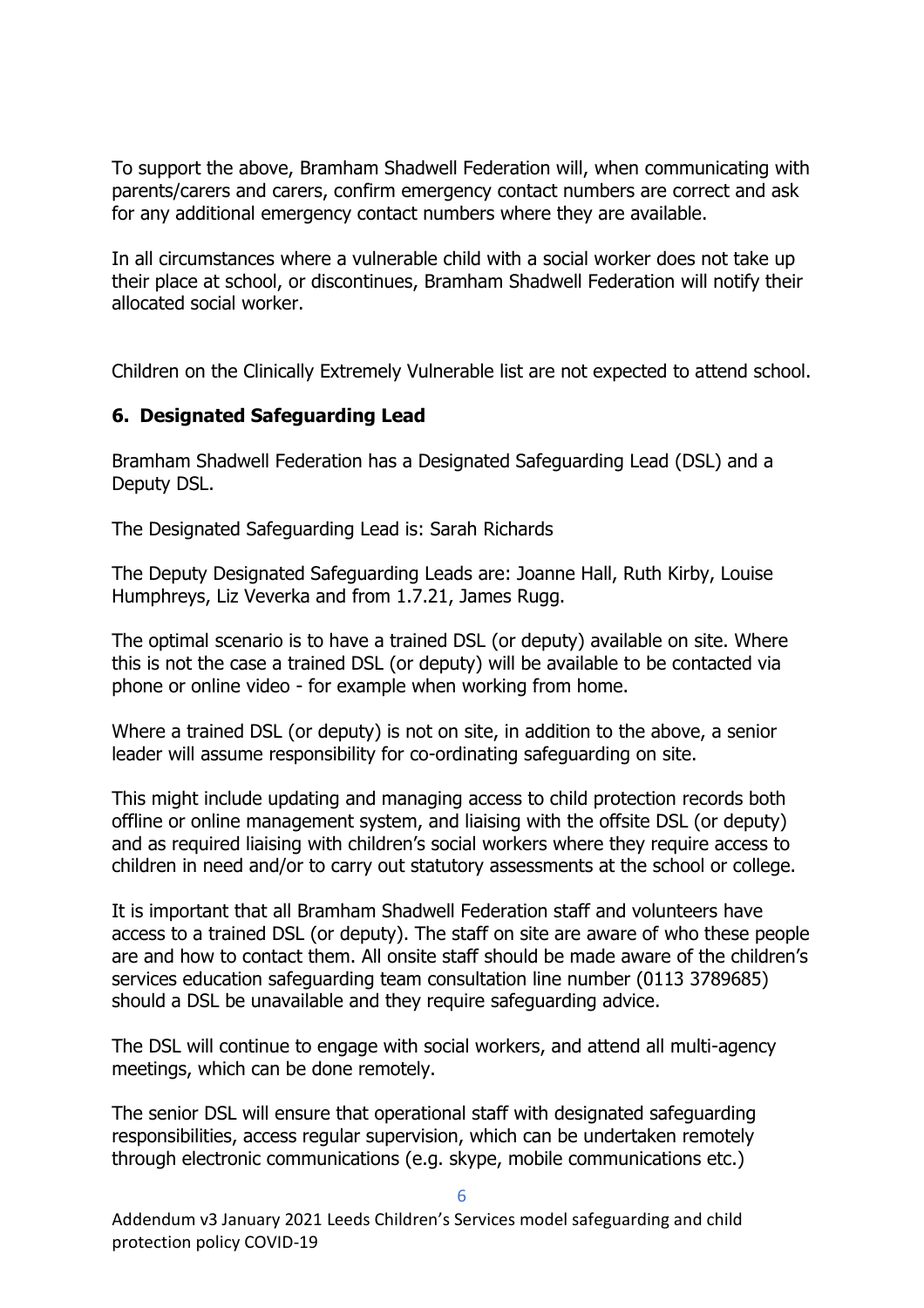To support the above, Bramham Shadwell Federation will, when communicating with parents/carers and carers, confirm emergency contact numbers are correct and ask for any additional emergency contact numbers where they are available.

In all circumstances where a vulnerable child with a social worker does not take up their place at school, or discontinues, Bramham Shadwell Federation will notify their allocated social worker.

Children on the Clinically Extremely Vulnerable list are not expected to attend school.

## 6. Designated Safeguarding Lead

Bramham Shadwell Federation has a Designated Safeguarding Lead (DSL) and a Deputy DSL.

The Designated Safeguarding Lead is: Sarah Richards

The Deputy Designated Safeguarding Leads are: Joanne Hall, Ruth Kirby, Louise Humphreys, Liz Veverka and from 1.7.21, James Rugg.

The optimal scenario is to have a trained DSL (or deputy) available on site. Where this is not the case a trained DSL (or deputy) will be available to be contacted via phone or online video - for example when working from home.

Where a trained DSL (or deputy) is not on site, in addition to the above, a senior leader will assume responsibility for co-ordinating safeguarding on site.

This might include updating and managing access to child protection records both offline or online management system, and liaising with the offsite DSL (or deputy) and as required liaising with children's social workers where they require access to children in need and/or to carry out statutory assessments at the school or college.

It is important that all Bramham Shadwell Federation staff and volunteers have access to a trained DSL (or deputy). The staff on site are aware of who these people are and how to contact them. All onsite staff should be made aware of the children's services education safeguarding team consultation line number (0113 3789685) should a DSL be unavailable and they require safeguarding advice.

The DSL will continue to engage with social workers, and attend all multi-agency meetings, which can be done remotely.

The senior DSL will ensure that operational staff with designated safeguarding responsibilities, access regular supervision, which can be undertaken remotely through electronic communications (e.g. skype, mobile communications etc.)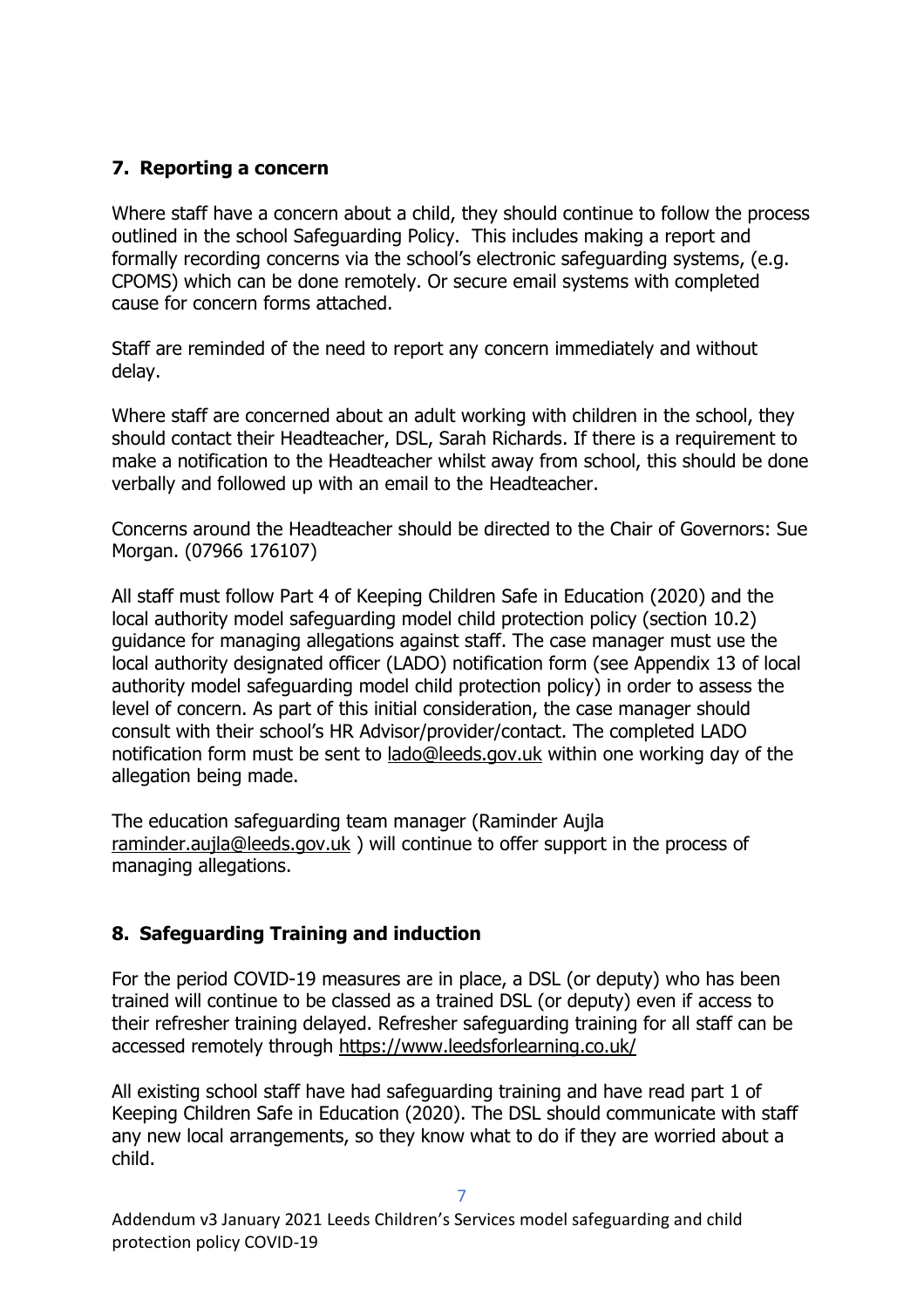## 7. Reporting a concern

Where staff have a concern about a child, they should continue to follow the process outlined in the school Safeguarding Policy. This includes making a report and formally recording concerns via the school's electronic safeguarding systems, (e.g. CPOMS) which can be done remotely. Or secure email systems with completed cause for concern forms attached.

Staff are reminded of the need to report any concern immediately and without delay.

Where staff are concerned about an adult working with children in the school, they should contact their Headteacher, DSL, Sarah Richards. If there is a requirement to make a notification to the Headteacher whilst away from school, this should be done verbally and followed up with an email to the Headteacher.

Concerns around the Headteacher should be directed to the Chair of Governors: Sue Morgan. (07966 176107)

All staff must follow Part 4 of Keeping Children Safe in Education (2020) and the local authority model safeguarding model child protection policy (section 10.2) guidance for managing allegations against staff. The case manager must use the local authority designated officer (LADO) notification form (see Appendix 13 of local authority model safeguarding model child protection policy) in order to assess the level of concern. As part of this initial consideration, the case manager should consult with their school's HR Advisor/provider/contact. The completed LADO notification form must be sent to lado@leeds.gov.uk within one working day of the allegation being made.

The education safeguarding team manager (Raminder Aujla raminder.aujla@leeds.gov.uk ) will continue to offer support in the process of managing allegations.

## 8. Safeguarding Training and induction

For the period COVID-19 measures are in place, a DSL (or deputy) who has been trained will continue to be classed as a trained DSL (or deputy) even if access to their refresher training delayed. Refresher safeguarding training for all staff can be accessed remotely through https://www.leedsforlearning.co.uk/

All existing school staff have had safeguarding training and have read part 1 of Keeping Children Safe in Education (2020). The DSL should communicate with staff any new local arrangements, so they know what to do if they are worried about a child.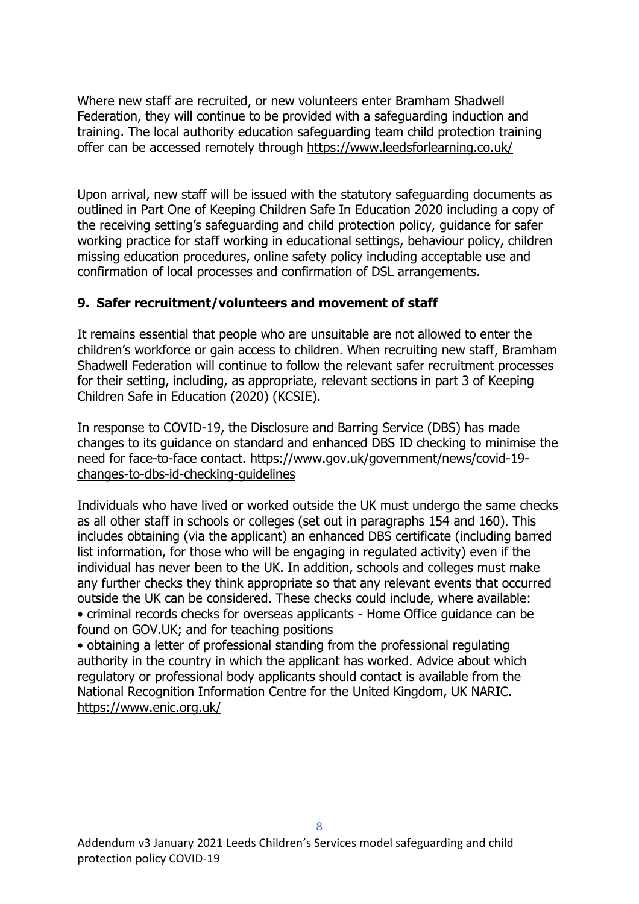Where new staff are recruited, or new volunteers enter Bramham Shadwell Federation, they will continue to be provided with a safeguarding induction and training. The local authority education safeguarding team child protection training offer can be accessed remotely through https://www.leedsforlearning.co.uk/

Upon arrival, new staff will be issued with the statutory safeguarding documents as outlined in Part One of Keeping Children Safe In Education 2020 including a copy of the receiving setting's safeguarding and child protection policy, guidance for safer working practice for staff working in educational settings, behaviour policy, children missing education procedures, online safety policy including acceptable use and confirmation of local processes and confirmation of DSL arrangements.

## 9. Safer recruitment/volunteers and movement of staff

It remains essential that people who are unsuitable are not allowed to enter the children's workforce or gain access to children. When recruiting new staff, Bramham Shadwell Federation will continue to follow the relevant safer recruitment processes for their setting, including, as appropriate, relevant sections in part 3 of Keeping Children Safe in Education (2020) (KCSIE).

In response to COVID-19, the Disclosure and Barring Service (DBS) has made changes to its guidance on standard and enhanced DBS ID checking to minimise the need for face-to-face contact. https://www.gov.uk/government/news/covid-19-changes-to-dbs-id-checking-guidelines

Individuals who have lived or worked outside the UK must undergo the same checks as all other staff in schools or colleges (set out in paragraphs 154 and 160). This includes obtaining (via the applicant) an enhanced DBS certificate (including barred list information, for those who will be engaging in regulated activity) even if the individual has never been to the UK. In addition, schools and colleges must make any further checks they think appropriate so that any relevant events that occurred outside the UK can be considered. These checks could include, where available:

- criminal records checks for overseas applicants - Home Office guidance can be found on GOV.UK; and for teaching positions
- obtaining a letter of professional standing from the professional regulating authority in the country in which the applicant has worked. Advice about which regulatory or professional body applicants should contact is available from the National Recognition Information Centre for the United Kingdom, UK NARIC. https://www.enic.org.uk/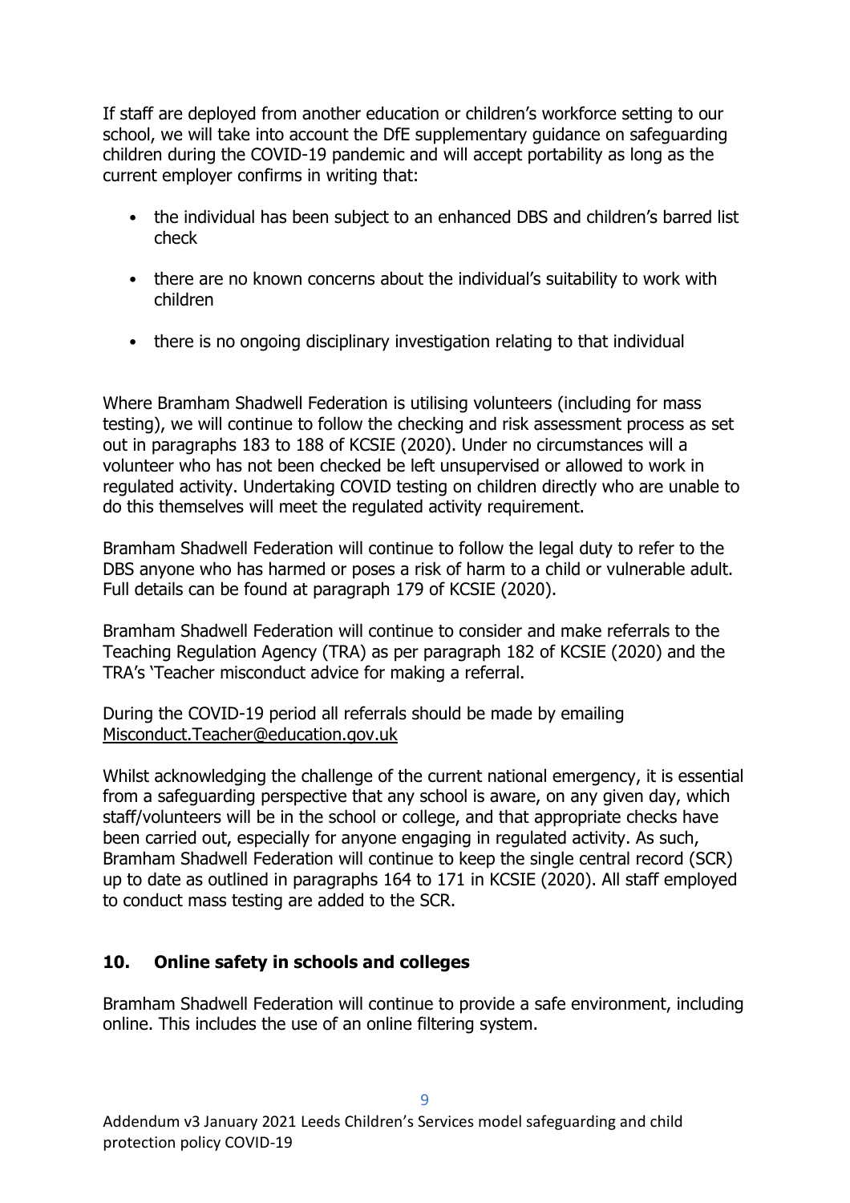If staff are deployed from another education or children's workforce setting to our school, we will take into account the DfE supplementary guidance on safeguarding children during the COVID-19 pandemic and will accept portability as long as the current employer confirms in writing that:

- the individual has been subject to an enhanced DBS and children's barred list check
- there are no known concerns about the individual's suitability to work with children
- there is no ongoing disciplinary investigation relating to that individual

Where Bramham Shadwell Federation is utilising volunteers (including for mass testing), we will continue to follow the checking and risk assessment process as set out in paragraphs 183 to 188 of KCSIE (2020). Under no circumstances will a volunteer who has not been checked be left unsupervised or allowed to work in regulated activity. Undertaking COVID testing on children directly who are unable to do this themselves will meet the regulated activity requirement.

Bramham Shadwell Federation will continue to follow the legal duty to refer to the DBS anyone who has harmed or poses a risk of harm to a child or vulnerable adult. Full details can be found at paragraph 179 of KCSIE (2020).

Bramham Shadwell Federation will continue to consider and make referrals to the Teaching Regulation Agency (TRA) as per paragraph 182 of KCSIE (2020) and the TRA's 'Teacher misconduct advice for making a referral.

During the COVID-19 period all referrals should be made by emailing Misconduct.Teacher@education.gov.uk

Whilst acknowledging the challenge of the current national emergency, it is essential from a safeguarding perspective that any school is aware, on any given day, which staff/volunteers will be in the school or college, and that appropriate checks have been carried out, especially for anyone engaging in regulated activity. As such, Bramham Shadwell Federation will continue to keep the single central record (SCR) up to date as outlined in paragraphs 164 to 171 in KCSIE (2020). All staff employed to conduct mass testing are added to the SCR.

## 10. Online safety in schools and colleges

Bramham Shadwell Federation will continue to provide a safe environment, including online. This includes the use of an online filtering system.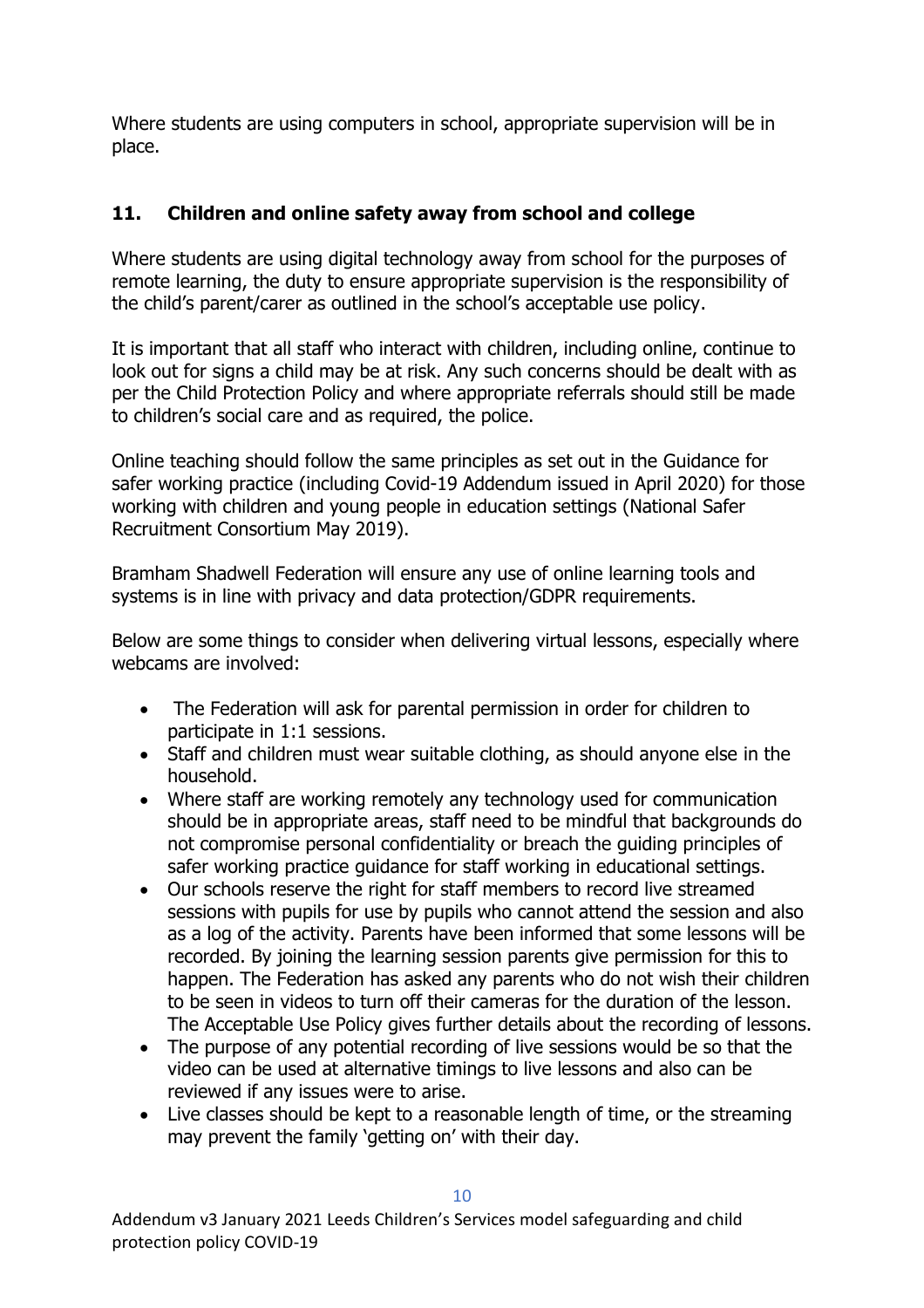Where students are using computers in school, appropriate supervision will be in place.

## 11. Children and online safety away from school and college

Where students are using digital technology away from school for the purposes of remote learning, the duty to ensure appropriate supervision is the responsibility of the child's parent/carer as outlined in the school's acceptable use policy.

It is important that all staff who interact with children, including online, continue to look out for signs a child may be at risk. Any such concerns should be dealt with as per the Child Protection Policy and where appropriate referrals should still be made to children's social care and as required, the police.

Online teaching should follow the same principles as set out in the Guidance for safer working practice (including Covid-19 Addendum issued in April 2020) for those working with children and young people in education settings (National Safer Recruitment Consortium May 2019).

Bramham Shadwell Federation will ensure any use of online learning tools and systems is in line with privacy and data protection/GDPR requirements.

Below are some things to consider when delivering virtual lessons, especially where webcams are involved:

- The Federation will ask for parental permission in order for children to participate in 1:1 sessions.
- Staff and children must wear suitable clothing, as should anyone else in the household.
- Where staff are working remotely any technology used for communication should be in appropriate areas, staff need to be mindful that backgrounds do not compromise personal confidentiality or breach the guiding principles of safer working practice guidance for staff working in educational settings.
- Our schools reserve the right for staff members to record live streamed sessions with pupils for use by pupils who cannot attend the session and also as a log of the activity. Parents have been informed that some lessons will be recorded. By joining the learning session parents give permission for this to happen. The Federation has asked any parents who do not wish their children to be seen in videos to turn off their cameras for the duration of the lesson. The Acceptable Use Policy gives further details about the recording of lessons.
- The purpose of any potential recording of live sessions would be so that the video can be used at alternative timings to live lessons and also can be reviewed if any issues were to arise.
- Live classes should be kept to a reasonable length of time, or the streaming may prevent the family 'getting on' with their day.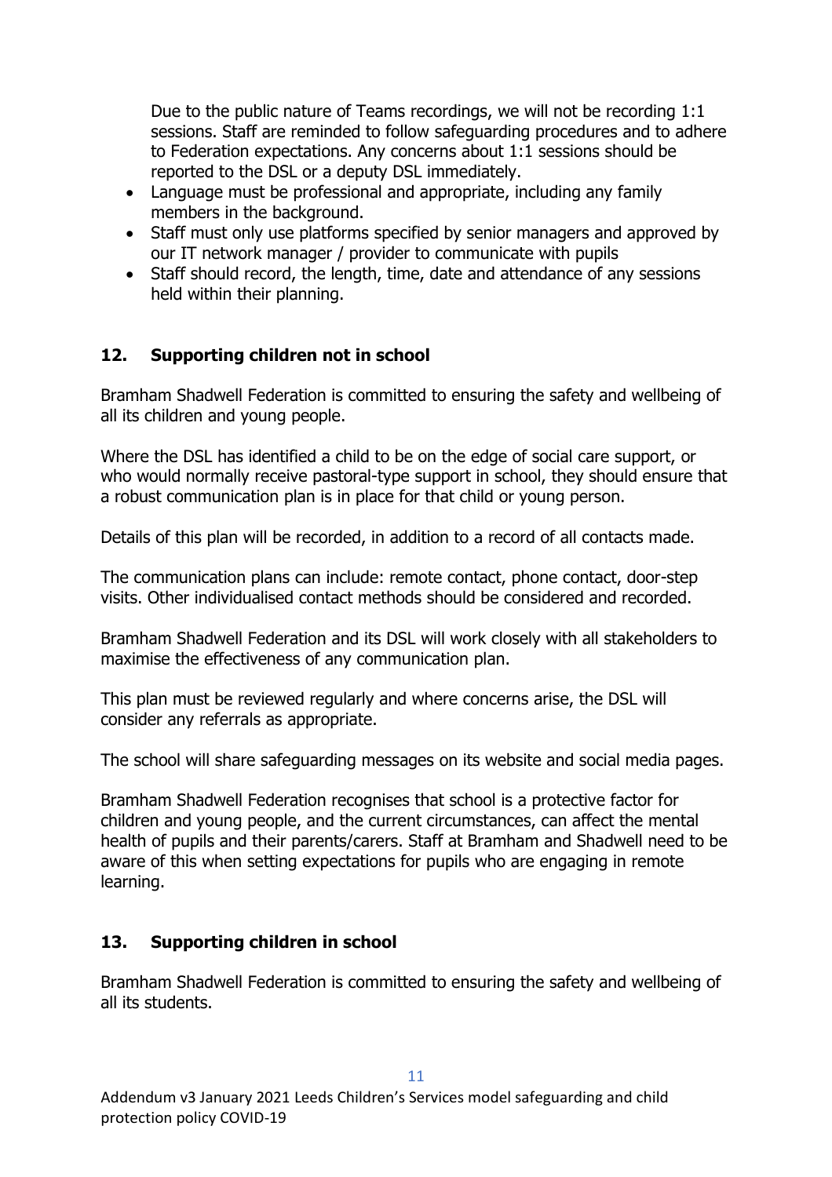Due to the public nature of Teams recordings, we will not be recording 1:1 sessions. Staff are reminded to follow safeguarding procedures and to adhere to Federation expectations. Any concerns about 1:1 sessions should be reported to the DSL or a deputy DSL immediately.

- Language must be professional and appropriate, including any family members in the background.
- Staff must only use platforms specified by senior managers and approved by our IT network manager / provider to communicate with pupils
- Staff should record, the length, time, date and attendance of any sessions held within their planning.

## 12. Supporting children not in school

Bramham Shadwell Federation is committed to ensuring the safety and wellbeing of all its children and young people.

Where the DSL has identified a child to be on the edge of social care support, or who would normally receive pastoral-type support in school, they should ensure that a robust communication plan is in place for that child or young person.

Details of this plan will be recorded, in addition to a record of all contacts made.

The communication plans can include: remote contact, phone contact, door-step visits. Other individualised contact methods should be considered and recorded.

Bramham Shadwell Federation and its DSL will work closely with all stakeholders to maximise the effectiveness of any communication plan.

This plan must be reviewed regularly and where concerns arise, the DSL will consider any referrals as appropriate.

The school will share safeguarding messages on its website and social media pages.

Bramham Shadwell Federation recognises that school is a protective factor for children and young people, and the current circumstances, can affect the mental health of pupils and their parents/carers. Staff at Bramham and Shadwell need to be aware of this when setting expectations for pupils who are engaging in remote learning.

## 13. Supporting children in school

Bramham Shadwell Federation is committed to ensuring the safety and wellbeing of all its students.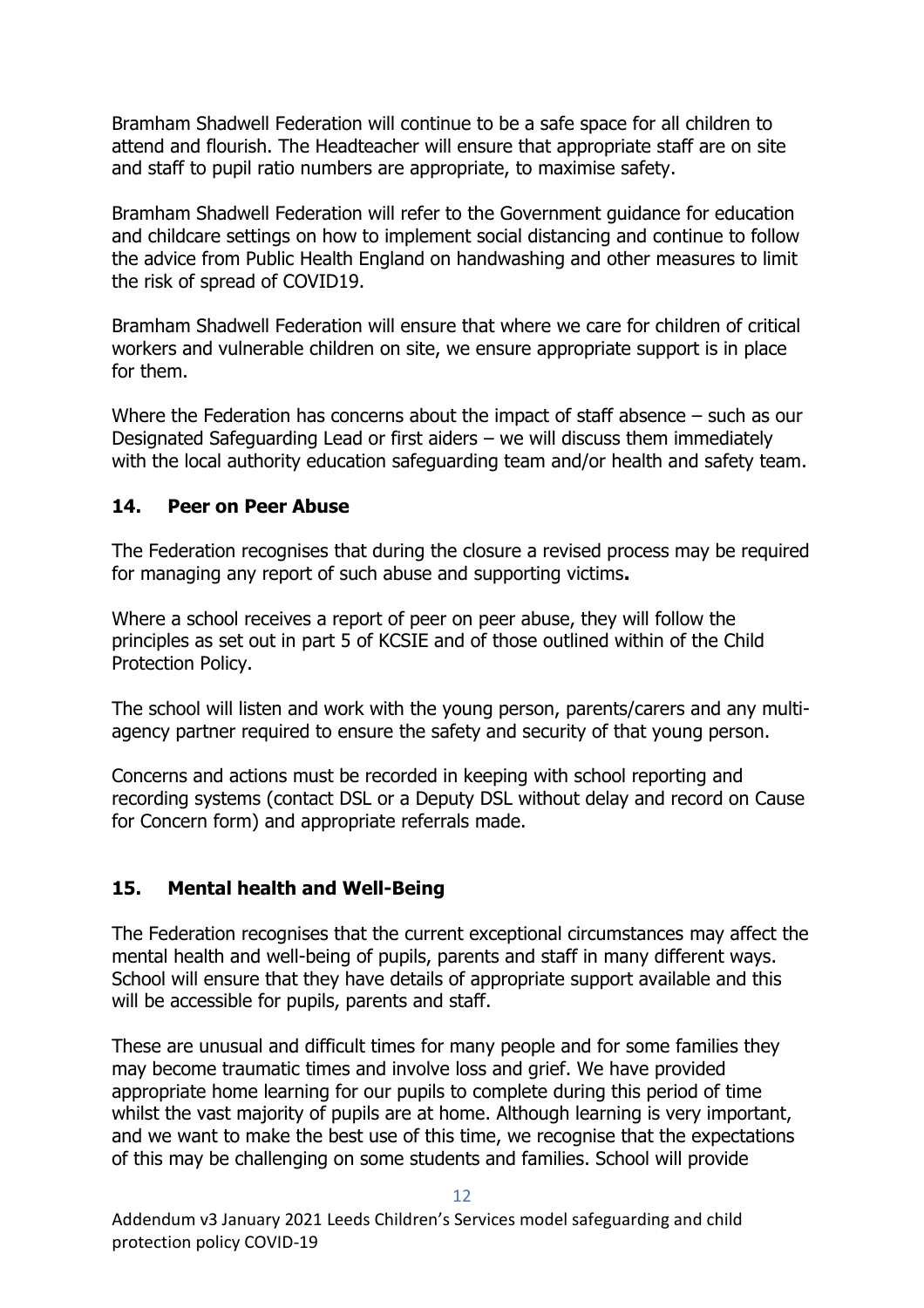Bramham Shadwell Federation will continue to be a safe space for all children to attend and flourish. The Headteacher will ensure that appropriate staff are on site and staff to pupil ratio numbers are appropriate, to maximise safety.

Bramham Shadwell Federation will refer to the Government guidance for education and childcare settings on how to implement social distancing and continue to follow the advice from Public Health England on handwashing and other measures to limit the risk of spread of COVID19.

Bramham Shadwell Federation will ensure that where we care for children of critical workers and vulnerable children on site, we ensure appropriate support is in place for them.

Where the Federation has concerns about the impact of staff absence – such as our Designated Safeguarding Lead or first aiders – we will discuss them immediately with the local authority education safeguarding team and/or health and safety team.

## 14. Peer on Peer Abuse

The Federation recognises that during the closure a revised process may be required for managing any report of such abuse and supporting victims**.**

Where a school receives a report of peer on peer abuse, they will follow the principles as set out in part 5 of KCSIE and of those outlined within of the Child Protection Policy.

The school will listen and work with the young person, parents/carers and any multi-agency partner required to ensure the safety and security of that young person.

Concerns and actions must be recorded in keeping with school reporting and recording systems (contact DSL or a Deputy DSL without delay and record on Cause for Concern form) and appropriate referrals made.

## 15. Mental health and Well-Being

The Federation recognises that the current exceptional circumstances may affect the mental health and well-being of pupils, parents and staff in many different ways. School will ensure that they have details of appropriate support available and this will be accessible for pupils, parents and staff.

These are unusual and difficult times for many people and for some families they may become traumatic times and involve loss and grief. We have provided appropriate home learning for our pupils to complete during this period of time whilst the vast majority of pupils are at home. Although learning is very important, and we want to make the best use of this time, we recognise that the expectations of this may be challenging on some students and families. School will provide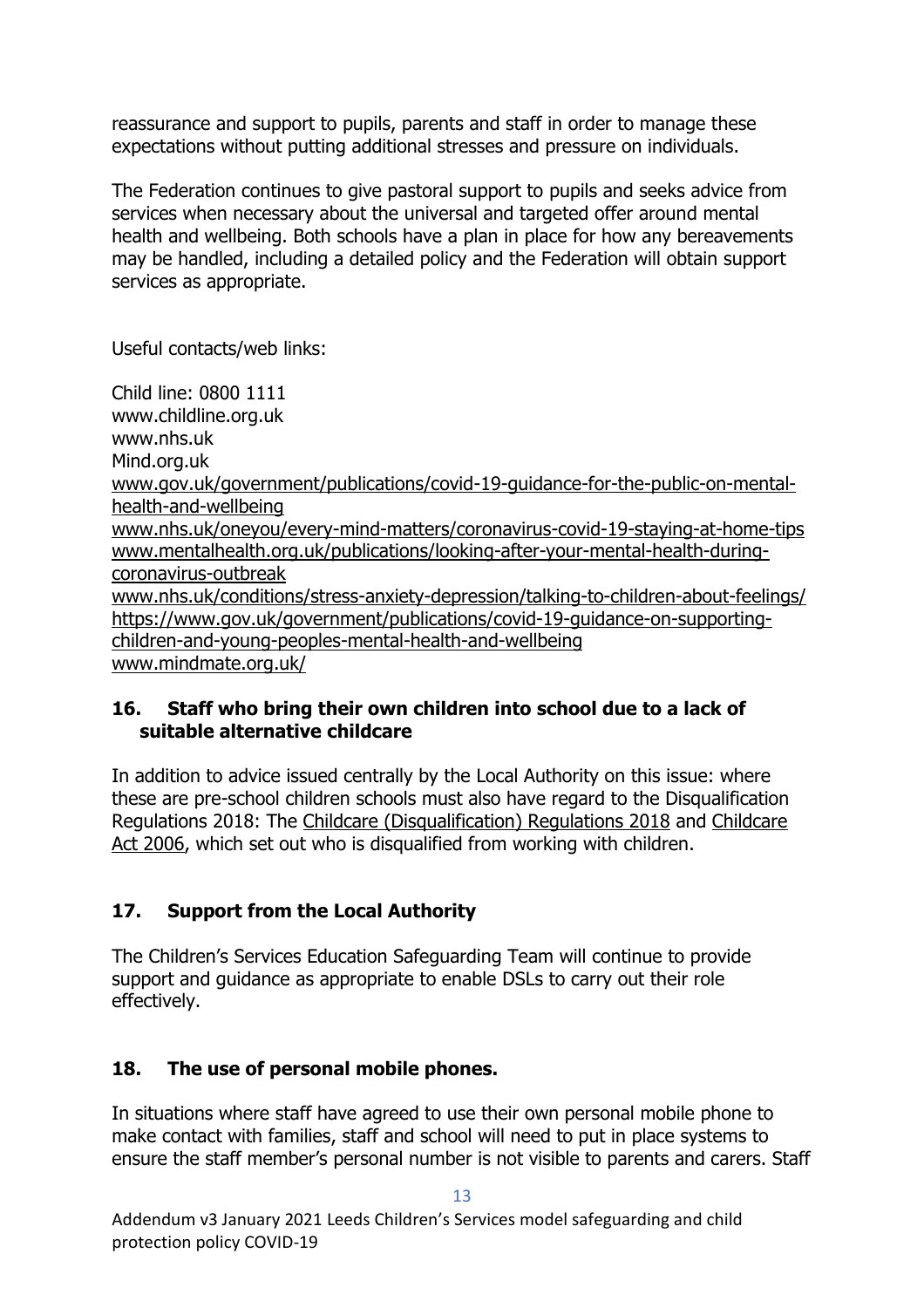reassurance and support to pupils, parents and staff in order to manage these expectations without putting additional stresses and pressure on individuals.

The Federation continues to give pastoral support to pupils and seeks advice from services when necessary about the universal and targeted offer around mental health and wellbeing. Both schools have a plan in place for how any bereavements may be handled, including a detailed policy and the Federation will obtain support services as appropriate.

Useful contacts/web links:

Child line: 0800 1111
www.childline.org.uk
www.nhs.uk
Mind.org.uk
www.gov.uk/government/publications/covid-19-guidance-for-the-public-on-mental-health-and-wellbeing
www.nhs.uk/oneyou/every-mind-matters/coronavirus-covid-19-staying-at-home-tips
www.mentalhealth.org.uk/publications/looking-after-your-mental-health-during-coronavirus-outbreak
www.nhs.uk/conditions/stress-anxiety-depression/talking-to-children-about-feelings/
https://www.gov.uk/government/publications/covid-19-guidance-on-supporting-children-and-young-peoples-mental-health-and-wellbeing
www.mindmate.org.uk/

## 16. Staff who bring their own children into school due to a lack of suitable alternative childcare

In addition to advice issued centrally by the Local Authority on this issue: where these are pre-school children schools must also have regard to the Disqualification Regulations 2018: The Childcare (Disqualification) Regulations 2018 and Childcare Act 2006, which set out who is disqualified from working with children.

## 17. Support from the Local Authority

The Children's Services Education Safeguarding Team will continue to provide support and guidance as appropriate to enable DSLs to carry out their role effectively.

## 18. The use of personal mobile phones.

In situations where staff have agreed to use their own personal mobile phone to make contact with families, staff and school will need to put in place systems to ensure the staff member's personal number is not visible to parents and carers. Staff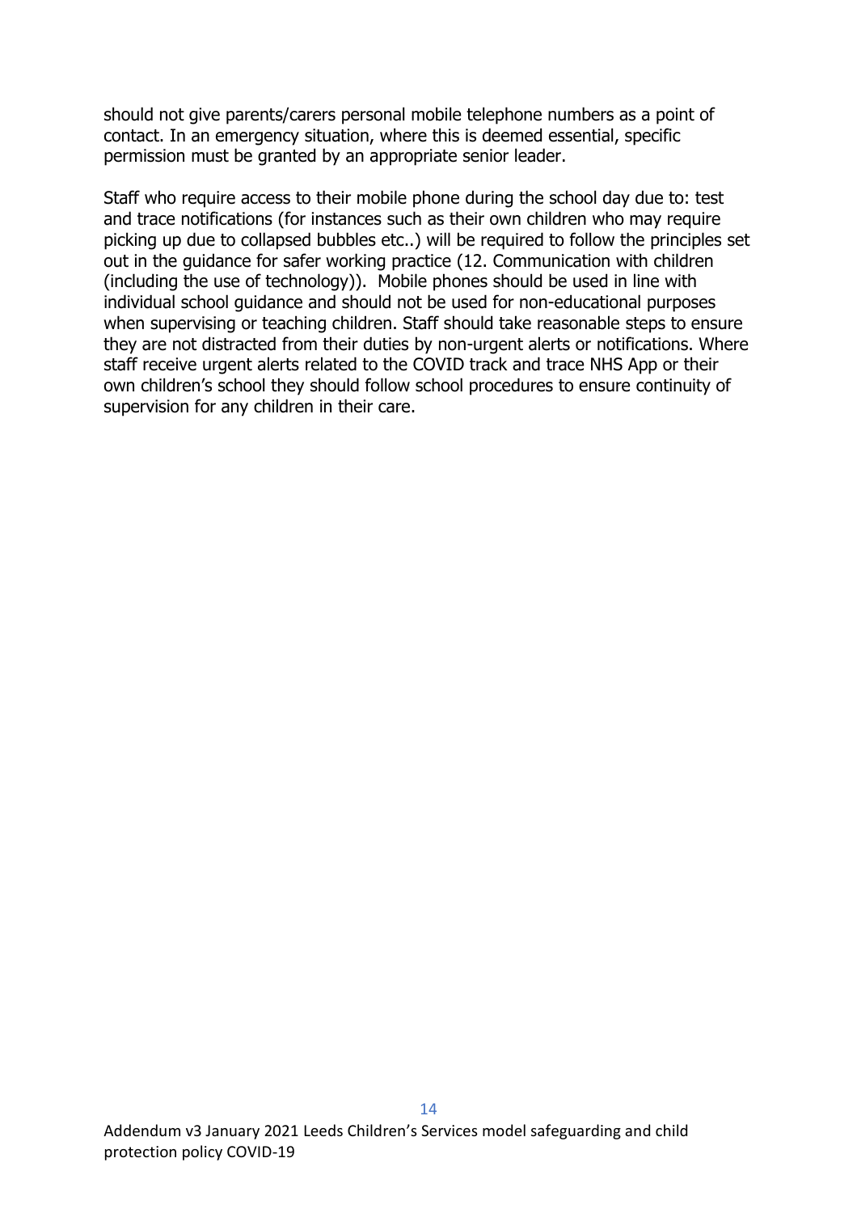should not give parents/carers personal mobile telephone numbers as a point of contact. In an emergency situation, where this is deemed essential, specific permission must be granted by an appropriate senior leader.

Staff who require access to their mobile phone during the school day due to: test and trace notifications (for instances such as their own children who may require picking up due to collapsed bubbles etc..) will be required to follow the principles set out in the guidance for safer working practice (12. Communication with children (including the use of technology)). Mobile phones should be used in line with individual school guidance and should not be used for non-educational purposes when supervising or teaching children. Staff should take reasonable steps to ensure they are not distracted from their duties by non-urgent alerts or notifications. Where staff receive urgent alerts related to the COVID track and trace NHS App or their own children's school they should follow school procedures to ensure continuity of supervision for any children in their care.